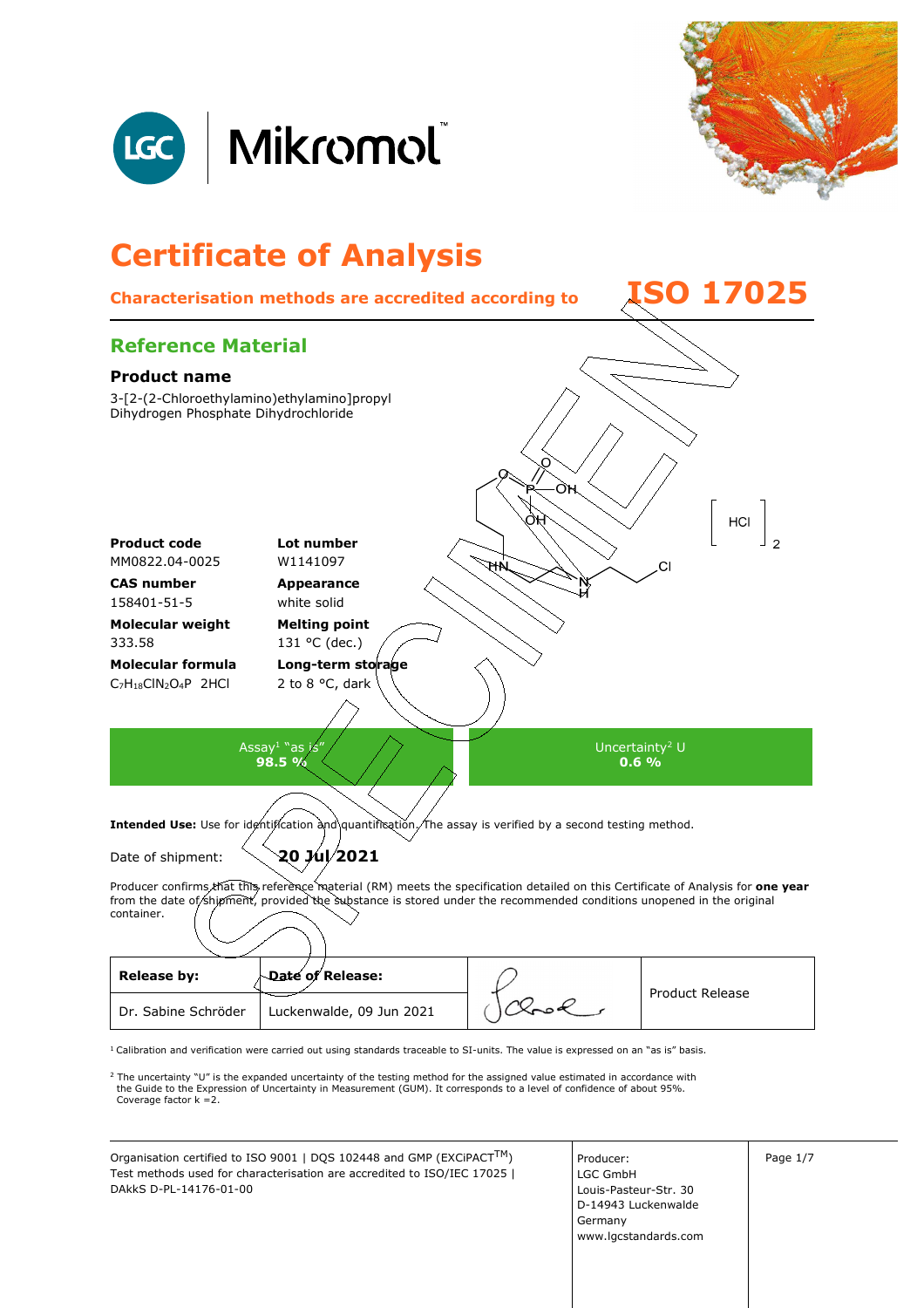LGC | Mikromol™

# Certificate of Analysis

**Characterisation methods are accredited according to ISO 17025**

## Reference Material

### Product name

3-[2-(2-Chloroethylamino)ethylamino]propyl Dihydrogen Phosphate Dihydrochloride

| | |
|---|---|
| **Product code** | **Lot number** |
| MM0822.04-0025 | W1141097 |
| **CAS number** | **Appearance** |
| 158401-51-5 | white solid |
| **Molecular weight** | **Melting point** |
| 333.58 | 131 °C (dec.) |
| **Molecular formula** | **Long-term storage** |
| $C_7H_{18}ClN_2O_4P \cdot 2HCl$ | 2 to 8 °C, dark |

| Assay[1] "as is" | Uncertainty[2] U |
|---|---|
| **98.5 %** | **0.6 %** |

**Intended Use:** Use for identification and quantification. The assay is verified by a second testing method.

Date of shipment: **20 Jul 2021**

Producer confirms that this reference material (RM) meets the specification detailed on this Certificate of Analysis for **one year** from the date of shipment, provided the substance is stored under the recommended conditions unopened in the original container.

| **Release by:** | **Date of Release:** | | Product Release |
|---|---|---|---|
| Dr. Sabine Schröder | Luckenwalde, 09 Jun 2021 | | |

[1] Calibration and verification were carried out using standards traceable to SI-units. The value is expressed on an "as is" basis.

[2] The uncertainty "U" is the expanded uncertainty of the testing method for the assigned value estimated in accordance with the Guide to the Expression of Uncertainty in Measurement (GUM). It corresponds to a level of confidence of about 95%. Coverage factor k =2.

Organisation certified to ISO 9001 | DQS 102448 and GMP (EXCiPACT™)
Test methods used for characterisation are accredited to ISO/IEC 17025 | DAkkS D-PL-14176-01-00

Producer:
LGC GmbH
Louis-Pasteur-Str. 30
D-14943 Luckenwalde
Germany
www.lgcstandards.com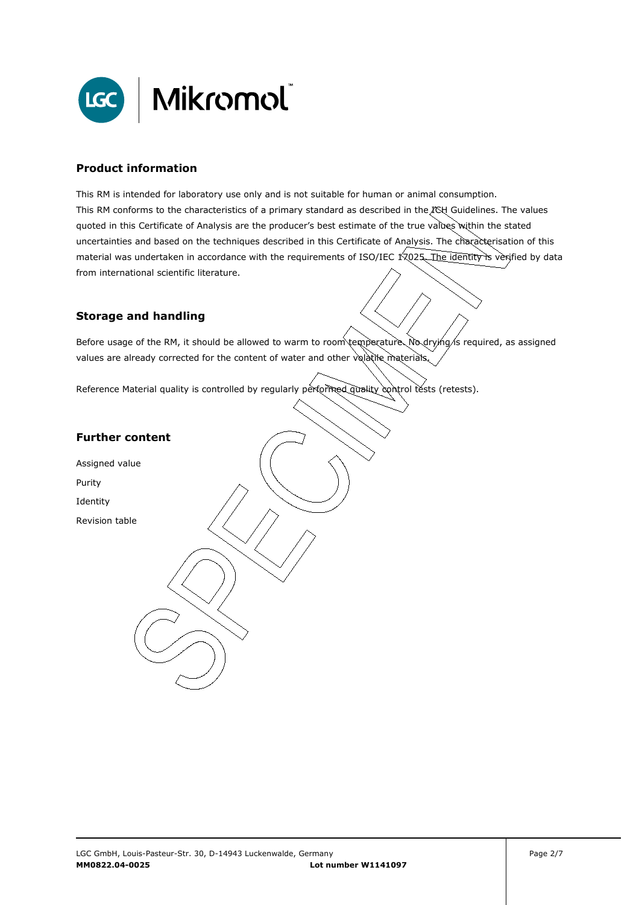## Product information

This RM is intended for laboratory use only and is not suitable for human or animal consumption.
This RM conforms to the characteristics of a primary standard as described in the ICH Guidelines. The values quoted in this Certificate of Analysis are the producer's best estimate of the true values within the stated uncertainties and based on the techniques described in this Certificate of Analysis. The characterisation of this material was undertaken in accordance with the requirements of ISO/IEC 17025. The identity is verified by data from international scientific literature.

## Storage and handling

Before usage of the RM, it should be allowed to warm to room temperature. No drying is required, as assigned values are already corrected for the content of water and other volatile materials.

Reference Material quality is controlled by regularly performed quality control tests (retests).

## Further content

Assigned value

Purity

Identity

Revision table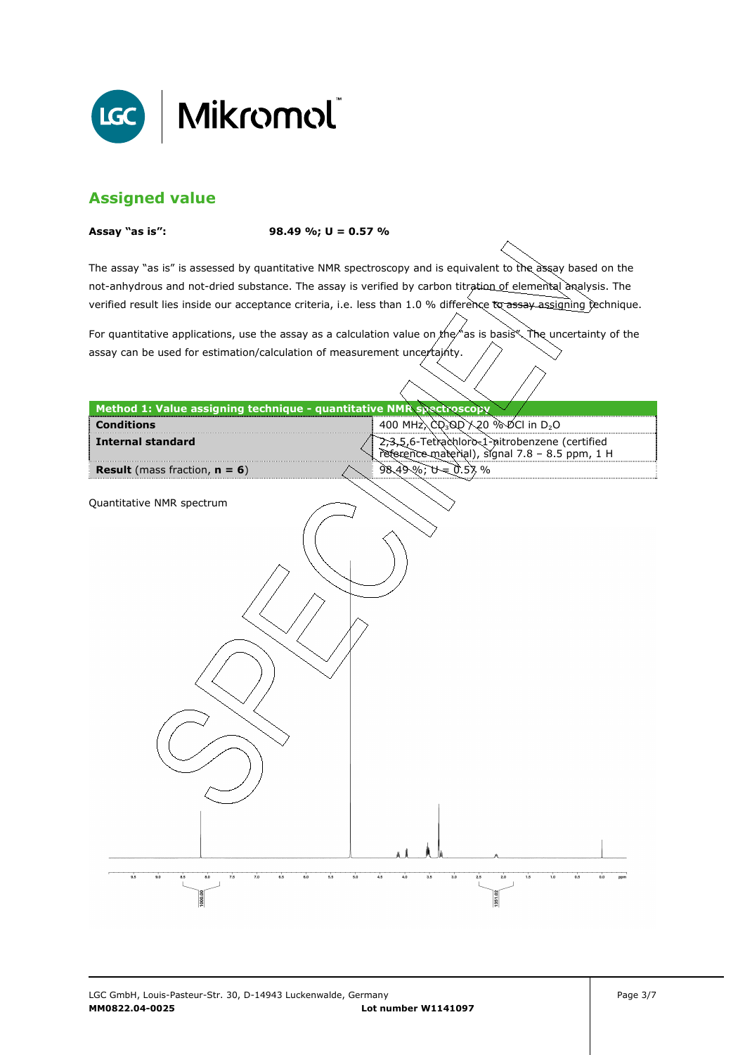## Assigned value

**Assay "as is":** **98.49 %; U = 0.57 %**

The assay "as is" is assessed by quantitative NMR spectroscopy and is equivalent to the assay based on the not-anhydrous and not-dried substance. The assay is verified by carbon titration of elemental analysis. The verified result lies inside our acceptance criteria, i.e. less than 1.0 % difference to assay assigning technique.

For quantitative applications, use the assay as a calculation value on the "as is basis". The uncertainty of the assay can be used for estimation/calculation of measurement uncertainty.

| Method 1: Value assigning technique - quantitative NMR spectroscopy | |
|---|---|
| **Conditions** | 400 MHz, $CD_3OD$ / 20 % DCl in $D_2O$ |
| **Internal standard** | 2,3,5,6-Tetrachloro-1-nitrobenzene (certified reference material), signal 7.8 – 8.5 ppm, 1 H |
| **Result** (mass fraction, **n = 6**) | 98.49 %; U = 0.57 % |

Quantitative NMR spectrum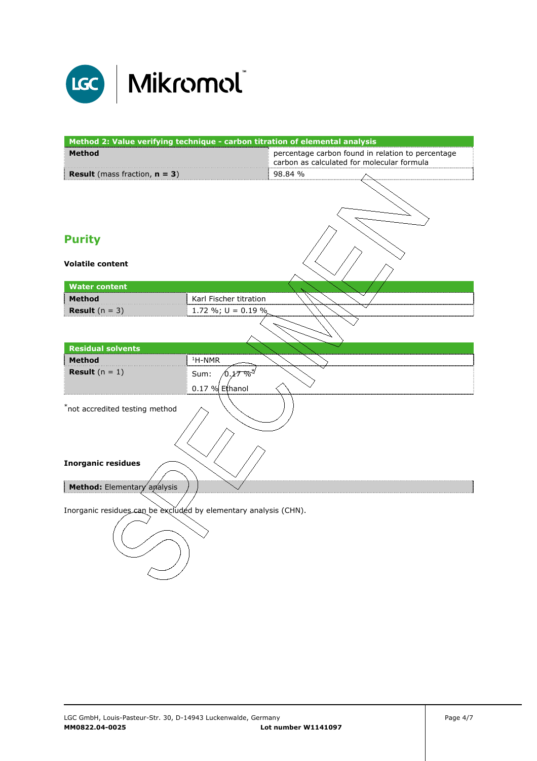| Method 2: Value verifying technique - carbon titration of elemental analysis | |
|---|---|
| **Method** | percentage carbon found in relation to percentage carbon as calculated for molecular formula |
| **Result** (mass fraction, **n = 3**) | 98.84 % |

## Purity

### Volatile content

| Water content | |
|---|---|
| **Method** | Karl Fischer titration |
| **Result** (n = 3) | 1.72 %; U = 0.19 % |

| Residual solvents | |
|---|---|
| **Method** | $^{1}$H-NMR |
| **Result** (n = 1) | Sum: 0.17 %* <br> 0.17 % Ethanol |

*not accredited testing method

### Inorganic residues

| **Method:** Elementary analysis |
|---|

Inorganic residues can be excluded by elementary analysis (CHN).

LGC GmbH, Louis-Pasteur-Str. 30, D-14943 Luckenwalde, Germany
**MM0822.04-0025** **Lot number W1141097**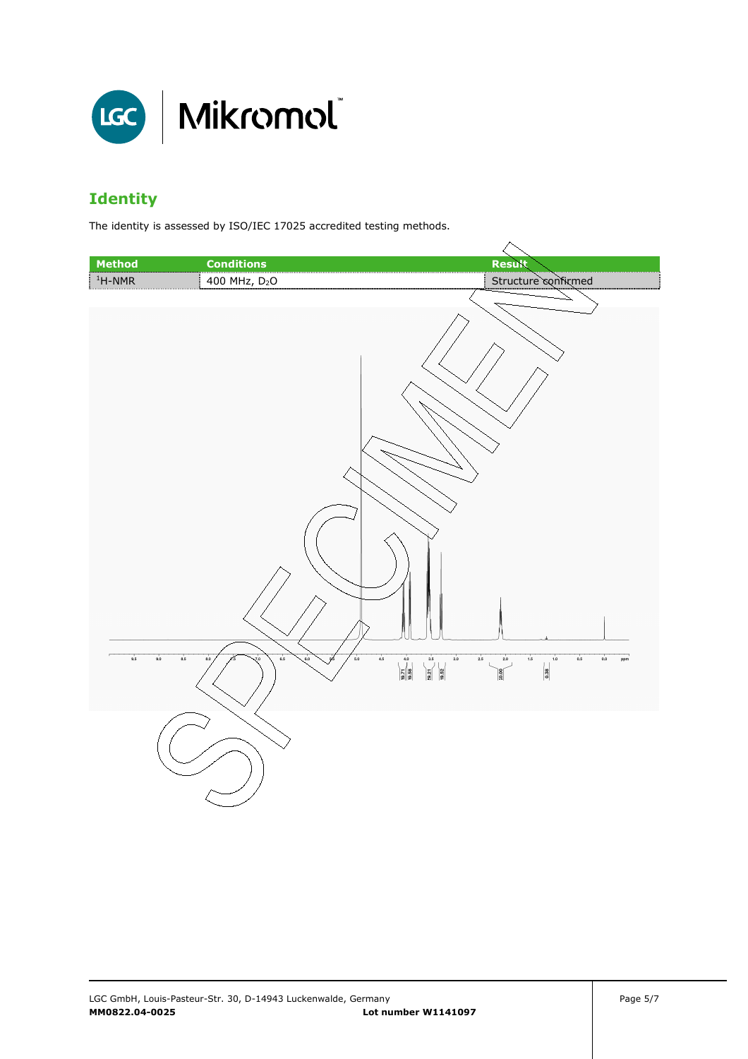## Identity

The identity is assessed by ISO/IEC 17025 accredited testing methods.

| Method | Conditions | Result |
| --- | --- | --- |
| $^1$H-NMR | 400 MHz, $D_2O$ | Structure confirmed |

SPECIMEN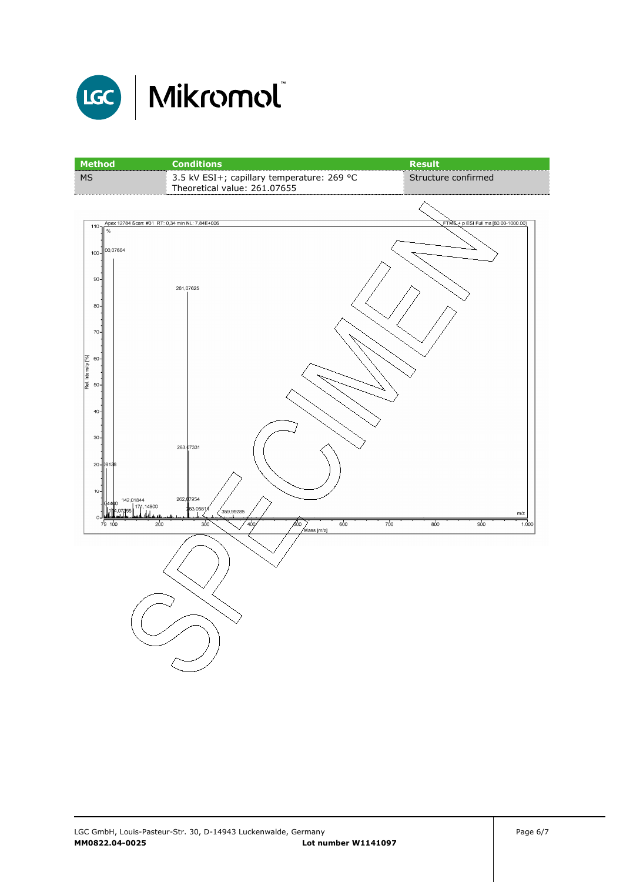| Method | Conditions | Result |
| --- | --- | --- |
| MS | 3.5 kV ESI+; capillary temperature: 269 °C<br>Theoretical value: 261.07655 | Structure confirmed |

Apex 12784 Scan: #31 RT: 0,34 min NL: 7,84E+006

FTMS + p ESI Full ms [80.00-1000.00]

SPECIMEN

MM0822.04-0025

Lot number W1141097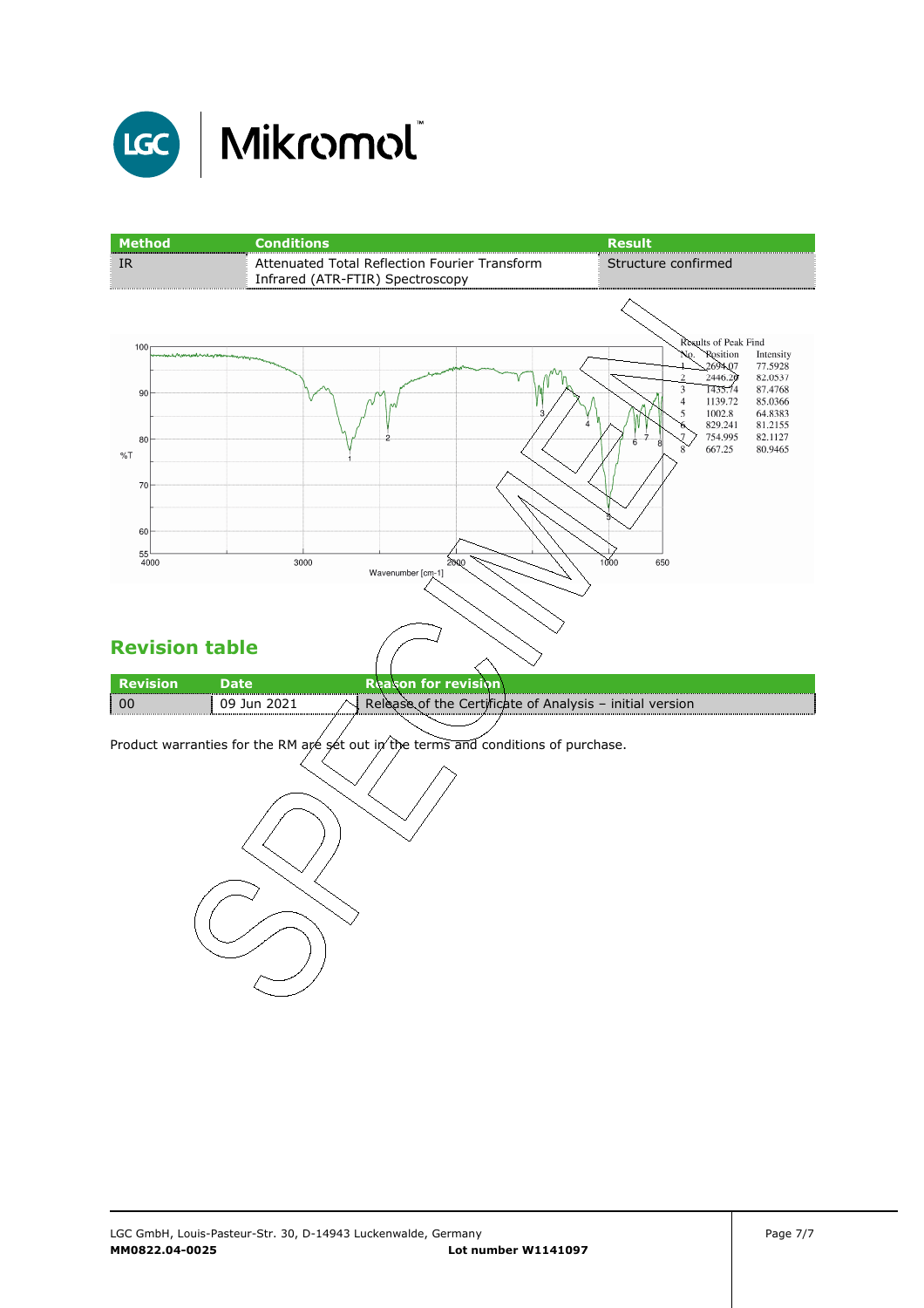| Method | Conditions | Result |
|---|---|---|
| IR | Attenuated Total Reflection Fourier Transform Infrared (ATR-FTIR) Spectroscopy | Structure confirmed |

100
90
80
%T
70
60
55
4000
3000
2000
1000
650
Wavenumber [cm-1]
1 2 3 4 5 6 7 8

Results of Peak Find
No. Position Intensity
1 2694.07 77.5928
2 2446.29 82.0537
3 1435.74 87.4768
4 1139.72 85.0366
5 1002.8 64.8383
6 829.241 81.2155
7 754.995 82.1127
8 667.25 80.9465

SPECIMEN

## Revision table

| Revision | Date | Reason for revision |
|---|---|---|
| 00 | 09 Jun 2021 | Release of the Certificate of Analysis – initial version |

Product warranties for the RM are set out in the terms and conditions of purchase.

LGC GmbH, Louis-Pasteur-Str. 30, D-14943 Luckenwalde, Germany
**MM0822.04-0025** **Lot number W1141097**